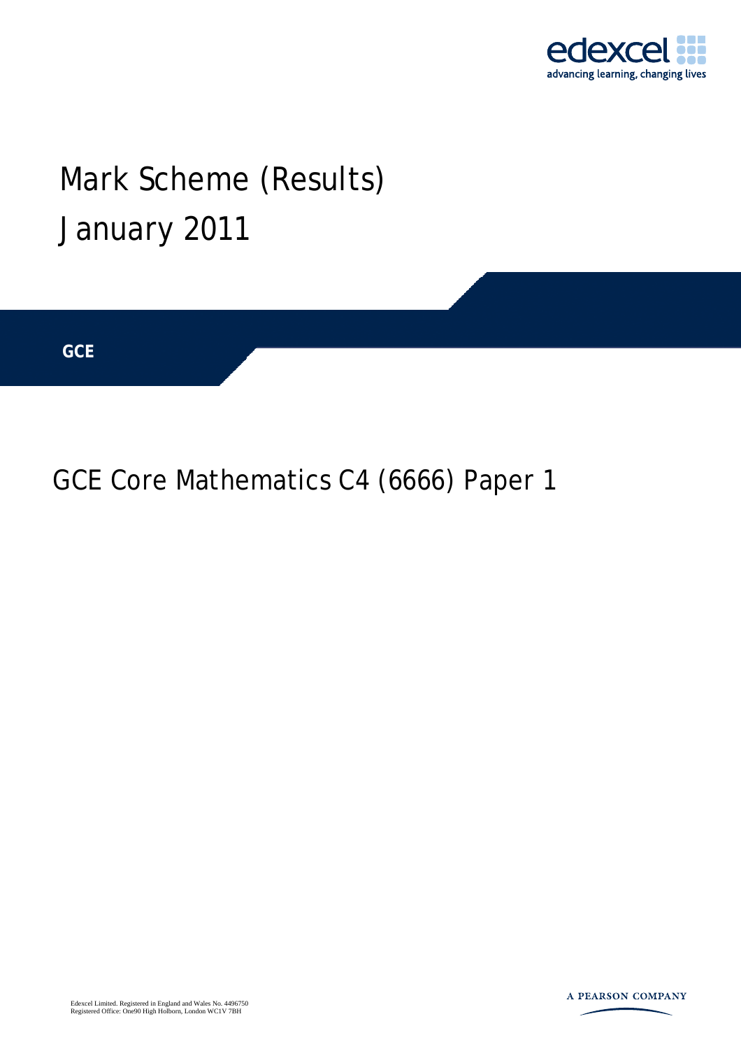edexcel
advancing learning, changing lives

# Mark Scheme (Results)
# January 2011

**GCE**

## GCE Core Mathematics C4 (6666) Paper 1

Edexcel Limited. Registered in England and Wales No. 4496750
Registered Office: One90 High Holborn, London WC1V 7BH

A PEARSON COMPANY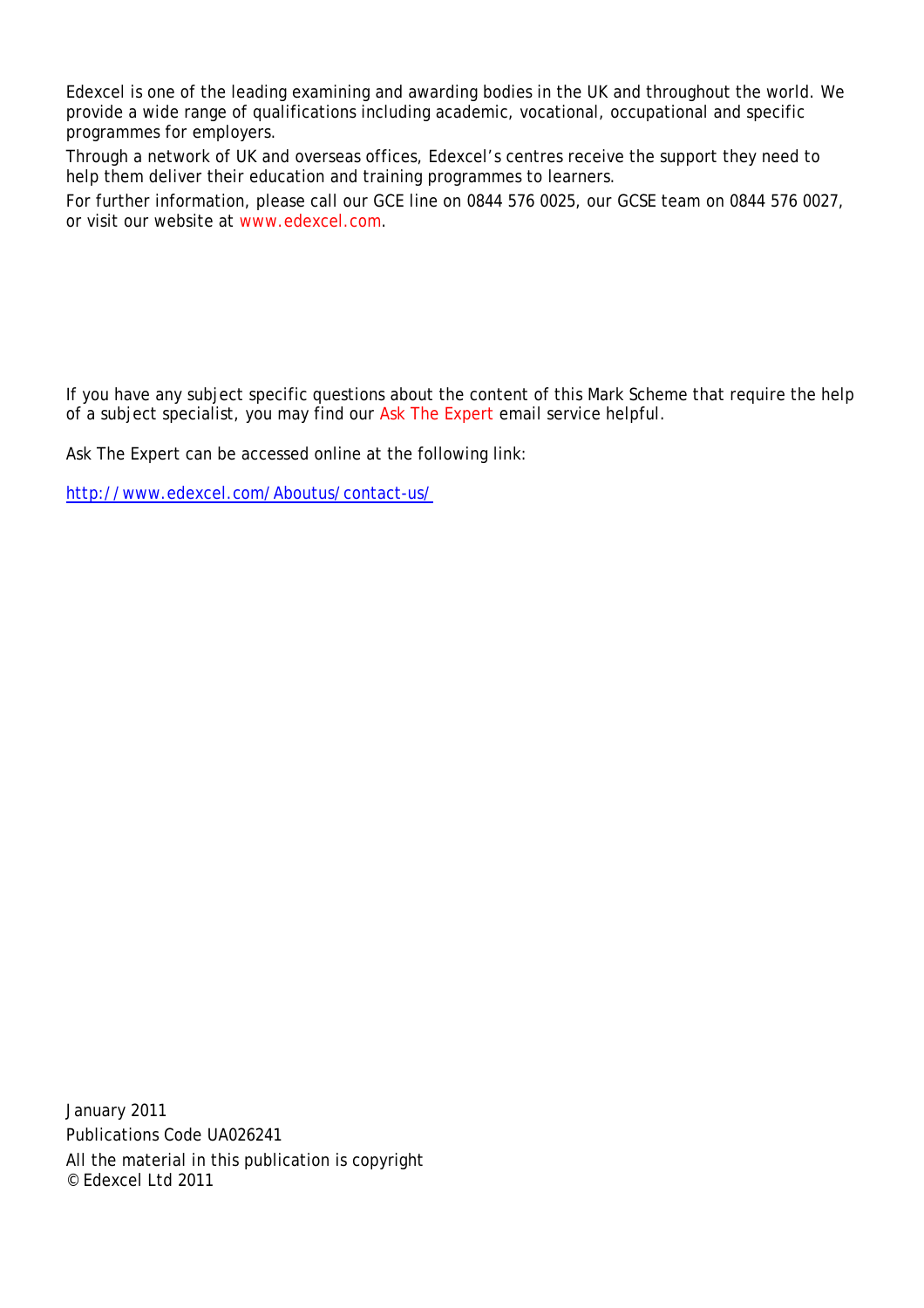Edexcel is one of the leading examining and awarding bodies in the UK and throughout the world. We provide a wide range of qualifications including academic, vocational, occupational and specific programmes for employers.

Through a network of UK and overseas offices, Edexcel's centres receive the support they need to help them deliver their education and training programmes to learners.

For further information, please call our GCE line on 0844 576 0025, our GCSE team on 0844 576 0027, or visit our website at www.edexcel.com.

If you have any subject specific questions about the content of this Mark Scheme that require the help of a subject specialist, you may find our Ask The Expert email service helpful.

Ask The Expert can be accessed online at the following link:

http://www.edexcel.com/Aboutus/contact-us/

January 2011
Publications Code UA026241
All the material in this publication is copyright
© Edexcel Ltd 2011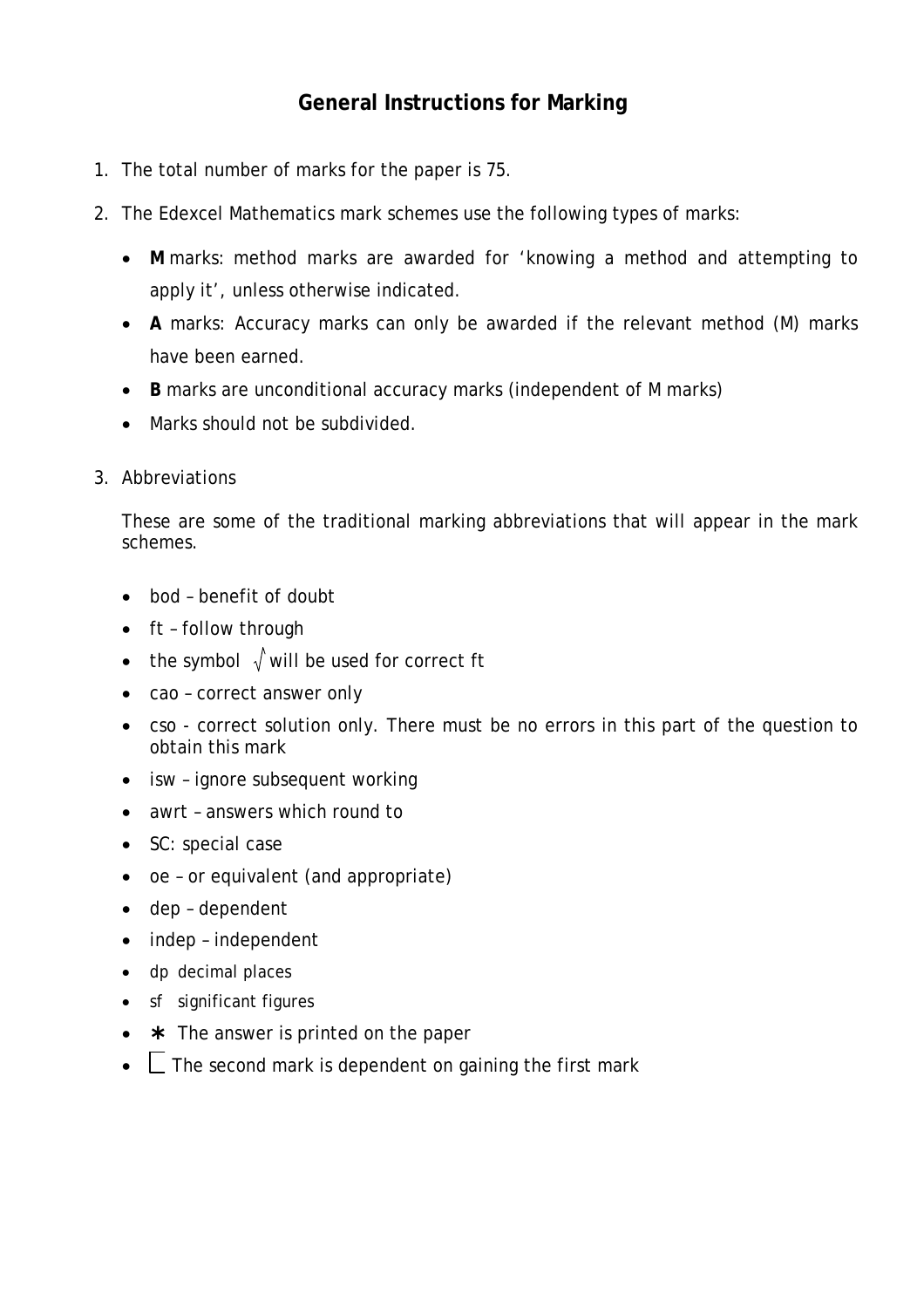# General Instructions for Marking

1. The total number of marks for the paper is 75.

2. The Edexcel Mathematics mark schemes use the following types of marks:

   - **M** marks: method marks are awarded for 'knowing a method and attempting to apply it', unless otherwise indicated.
   - **A** marks: Accuracy marks can only be awarded if the relevant method (M) marks have been earned.
   - **B** marks are unconditional accuracy marks (independent of M marks)
   - Marks should not be subdivided.

3. Abbreviations

   These are some of the traditional marking abbreviations that will appear in the mark schemes.

   - bod – benefit of doubt
   - ft – follow through
   - the symbol $\sqrt{}$ will be used for correct ft
   - cao – correct answer only
   - cso - correct solution only. There must be no errors in this part of the question to obtain this mark
   - isw – ignore subsequent working
   - awrt – answers which round to
   - SC: special case
   - oe – or equivalent (and appropriate)
   - dep – dependent
   - indep – independent
   - dp decimal places
   - sf significant figures
   - ∗ The answer is printed on the paper
   - ⎿ The second mark is dependent on gaining the first mark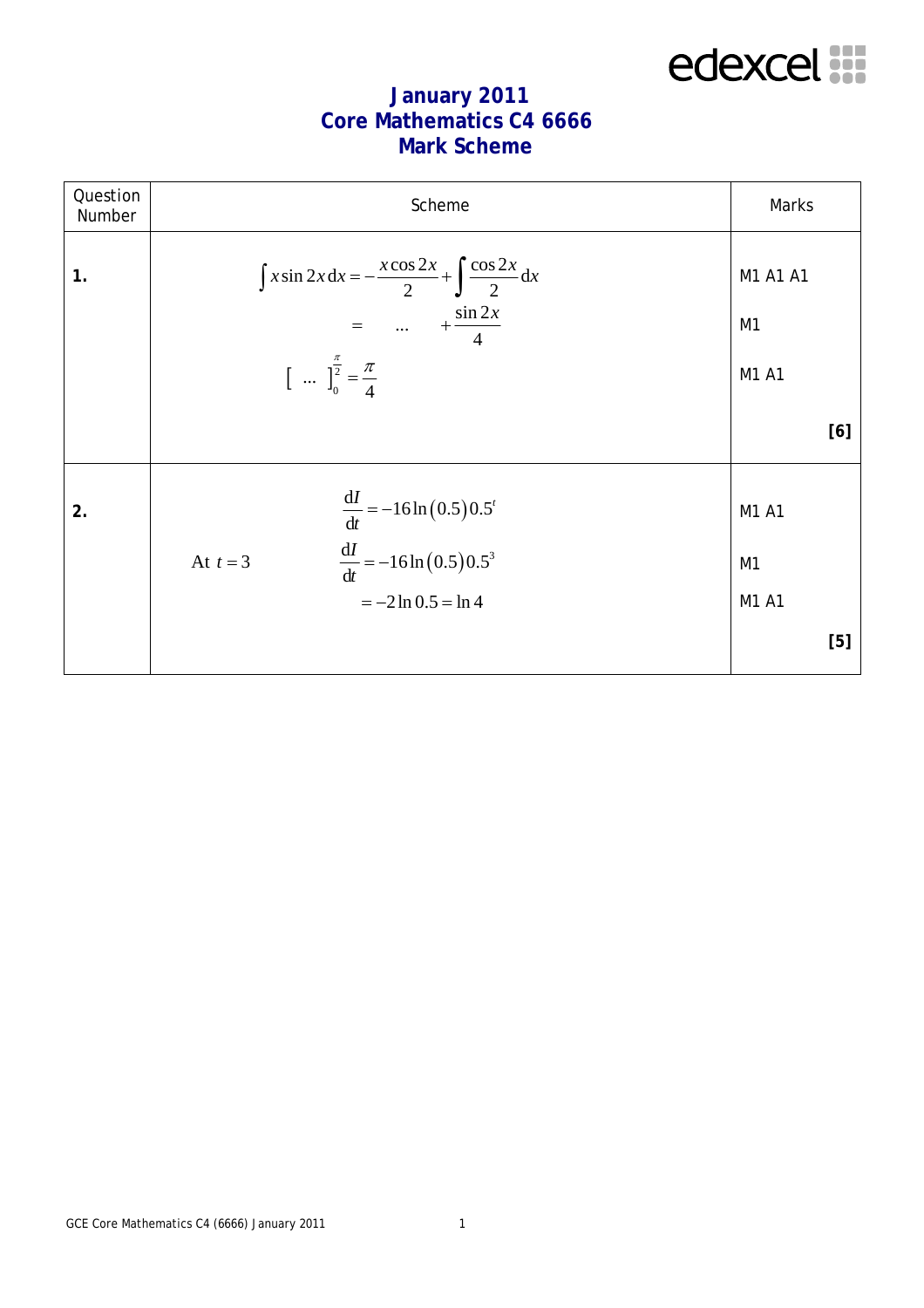# January 2011
# Core Mathematics C4 6666
# Mark Scheme

| Question Number | Scheme | Marks |
|---|---|---|
| **1.** | $\int x\sin 2x\,\mathrm{d}x = -\frac{x\cos 2x}{2} + \int \frac{\cos 2x}{2}\mathrm{d}x$ | M1 A1 A1 |
| | $= \quad \ldots \quad + \frac{\sin 2x}{4}$ | M1 |
| | $\left[ \ \ldots \ \right]_0^{\frac{\pi}{2}} = \frac{\pi}{4}$ | M1 A1 |
| | | **[6]** |
| **2.** | $\frac{\mathrm{d}I}{\mathrm{d}t} = -16\ln(0.5)0.5^t$ | M1 A1 |
| | At $t = 3$ $\quad \frac{\mathrm{d}I}{\mathrm{d}t} = -16\ln(0.5)0.5^3$ | M1 |
| | $= -2\ln 0.5 = \ln 4$ | M1 A1 |
| | | **[5]** |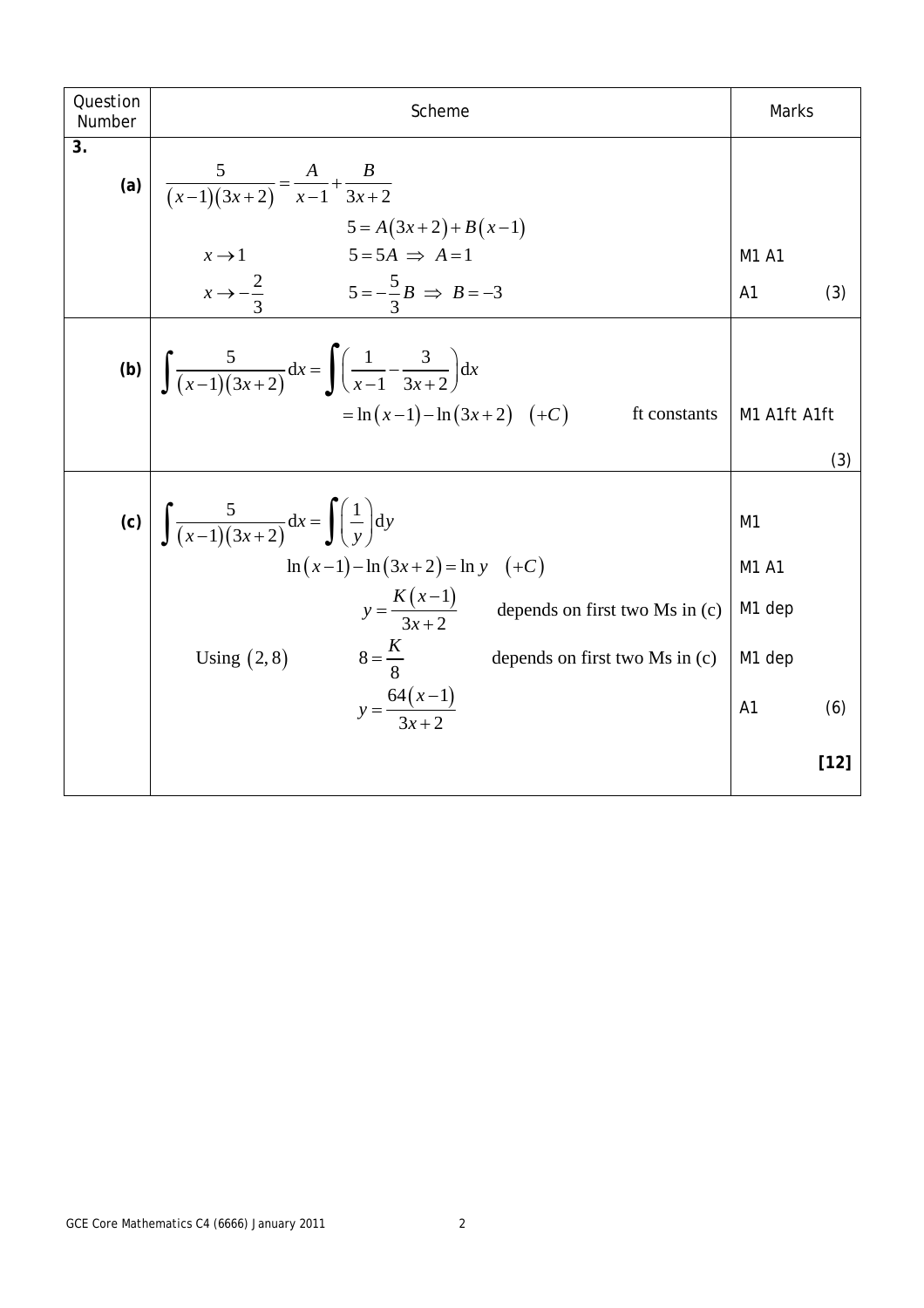| Question Number | Scheme | Marks |
|---|---|---|
| **3.** | | |
| **(a)** | $\dfrac{5}{(x-1)(3x+2)} = \dfrac{A}{x-1} + \dfrac{B}{3x+2}$ | |
| | $5 = A(3x+2) + B(x-1)$ | |
| | $x \to 1$ $\quad 5 = 5A \Rightarrow A = 1$ | M1 A1 |
| | $x \to -\dfrac{2}{3}$ $\quad 5 = -\dfrac{5}{3}B \Rightarrow B = -3$ | A1 (3) |
| **(b)** | $\displaystyle\int \frac{5}{(x-1)(3x+2)}\,dx = \int \left(\frac{1}{x-1} - \frac{3}{3x+2}\right) dx$ | |
| | $= \ln(x-1) - \ln(3x+2) \quad (+C)$ ft constants | M1 A1ft A1ft |
| | | (3) |
| **(c)** | $\displaystyle\int \frac{5}{(x-1)(3x+2)}\,dx = \int \left(\frac{1}{y}\right) dy$ | M1 |
| | $\ln(x-1) - \ln(3x+2) = \ln y \quad (+C)$ | M1 A1 |
| | $y = \dfrac{K(x-1)}{3x+2}$ depends on first two Ms in (c) | M1 dep |
| | Using $(2, 8)$ $\quad 8 = \dfrac{K}{8}$ depends on first two Ms in (c) | M1 dep |
| | $y = \dfrac{64(x-1)}{3x+2}$ | A1 (6) |
| | | **[12]** |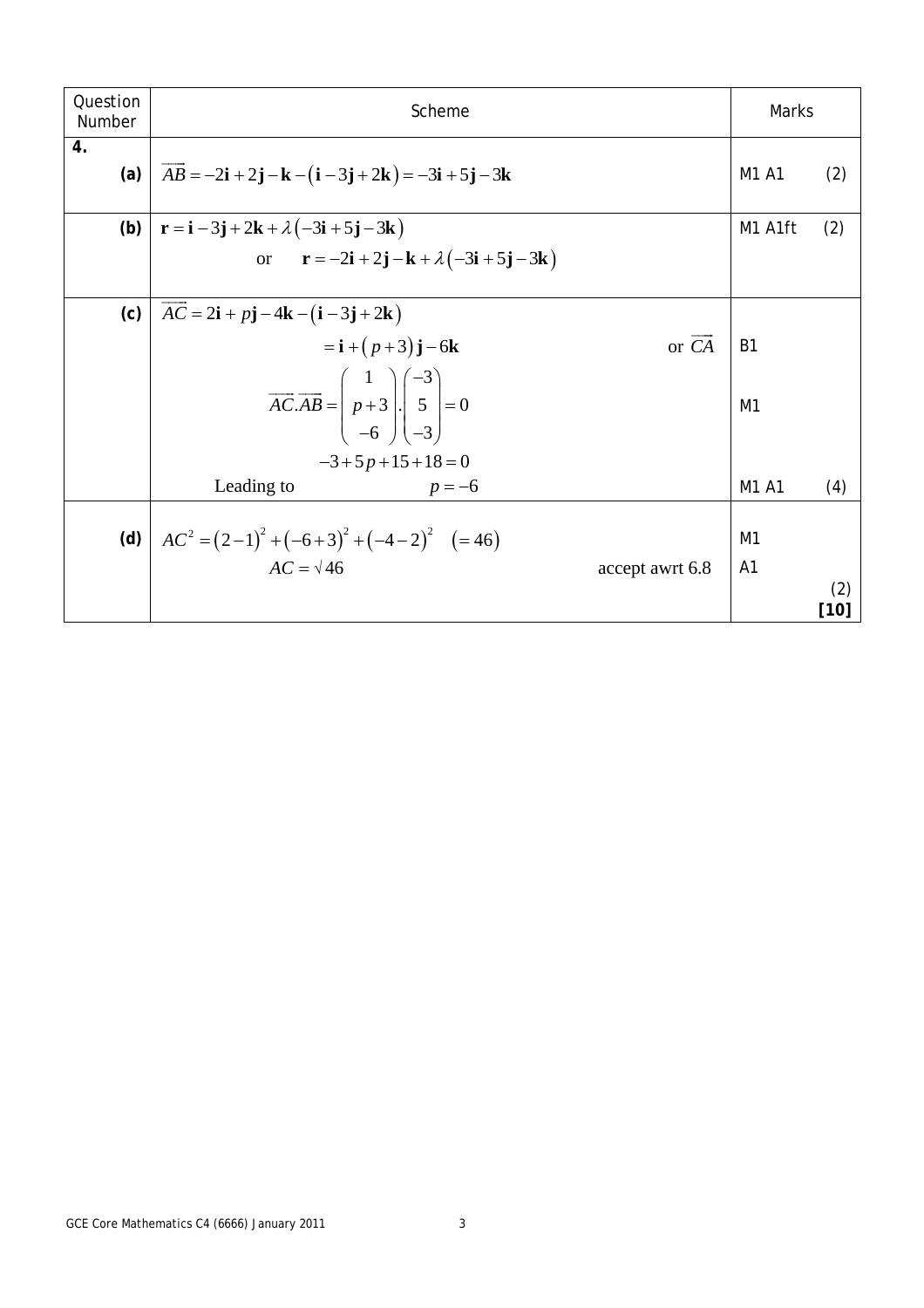| Question Number | Scheme | Marks |
| --- | --- | --- |
| **4.** (a) | $\overrightarrow{AB} = -2\mathbf{i} + 2\mathbf{j} - \mathbf{k} - (\mathbf{i} - 3\mathbf{j} + 2\mathbf{k}) = -3\mathbf{i} + 5\mathbf{j} - 3\mathbf{k}$ | M1 A1 (2) |
| (b) | $\mathbf{r} = \mathbf{i} - 3\mathbf{j} + 2\mathbf{k} + \lambda(-3\mathbf{i} + 5\mathbf{j} - 3\mathbf{k})$ | M1 A1ft (2) |
| | or $\mathbf{r} = -2\mathbf{i} + 2\mathbf{j} - \mathbf{k} + \lambda(-3\mathbf{i} + 5\mathbf{j} - 3\mathbf{k})$ | |
| (c) | $\overrightarrow{AC} = 2\mathbf{i} + p\mathbf{j} - 4\mathbf{k} - (\mathbf{i} - 3\mathbf{j} + 2\mathbf{k})$ | |
| | $= \mathbf{i} + (p+3)\mathbf{j} - 6\mathbf{k}$ or $\overrightarrow{CA}$ | B1 |
| | $\overrightarrow{AC}.\overrightarrow{AB} = \begin{pmatrix} 1 \\ p+3 \\ -6 \end{pmatrix} . \begin{pmatrix} -3 \\ 5 \\ -3 \end{pmatrix} = 0$ | M1 |
| | $-3 + 5p + 15 + 18 = 0$ | |
| | Leading to $p = -6$ | M1 A1 (4) |
| (d) | $AC^2 = (2-1)^2 + (-6+3)^2 + (-4-2)^2 \quad (= 46)$ | M1 |
| | $AC = \sqrt{46}$ accept awrt 6.8 | A1 |
| | | (2) **[10]** |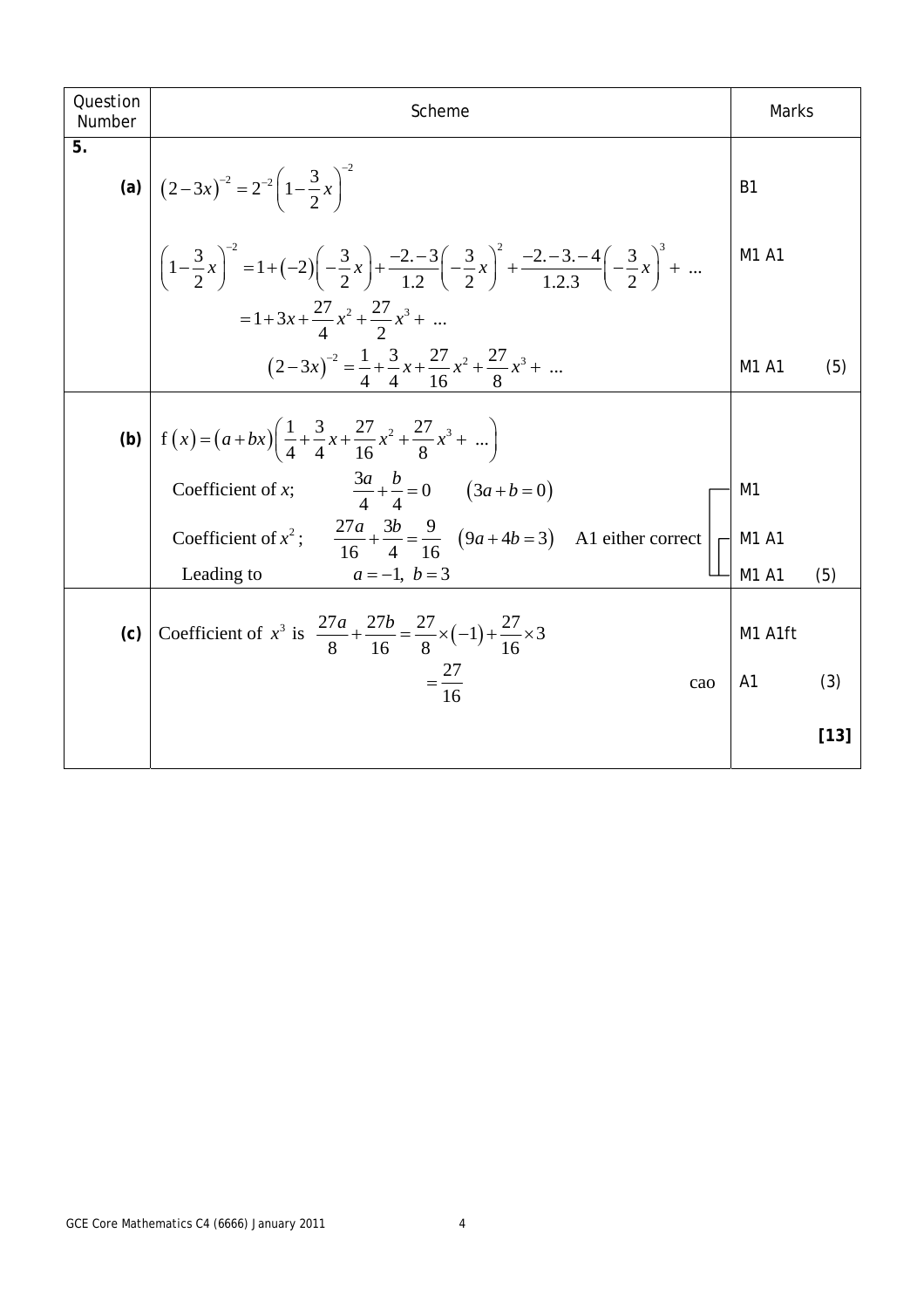| Question Number | Scheme | Marks | |
|---|---|---|---|
| **5.** | | | |
| **(a)** | $\left(2-3x\right)^{-2} = 2^{-2}\left(1-\frac{3}{2}x\right)^{-2}$ | B1 | |
| | $\left(1-\frac{3}{2}x\right)^{-2} = 1+\left(-2\right)\left(-\frac{3}{2}x\right)+\frac{-2.-3}{1.2}\left(-\frac{3}{2}x\right)^2+\frac{-2.-3.-4}{1.2.3}\left(-\frac{3}{2}x\right)^3+\ \ldots$ | M1 A1 | |
| | $= 1+3x+\frac{27}{4}x^2+\frac{27}{2}x^3+\ \ldots$ | | |
| | $\left(2-3x\right)^{-2} = \frac{1}{4}+\frac{3}{4}x+\frac{27}{16}x^2+\frac{27}{8}x^3+\ \ldots$ | M1 A1 | (5) |
| **(b)** | $\mathrm{f}\left(x\right) = \left(a+bx\right)\left(\frac{1}{4}+\frac{3}{4}x+\frac{27}{16}x^2+\frac{27}{8}x^3+\ \ldots\right)$ | | |
| | Coefficient of $x$; $\quad \frac{3a}{4}+\frac{b}{4}=0 \quad \left(3a+b=0\right)$ | M1 | |
| | Coefficient of $x^2$; $\quad \frac{27a}{16}+\frac{3b}{4}=\frac{9}{16} \quad \left(9a+4b=3\right)$ A1 either correct | M1 A1 | |
| | Leading to $\quad a=-1,\ b=3$ | M1 A1 | (5) |
| **(c)** | Coefficient of $x^3$ is $\frac{27a}{8}+\frac{27b}{16}=\frac{27}{8}\times\left(-1\right)+\frac{27}{16}\times 3$ | M1 A1ft | |
| | $=\frac{27}{16}$ cao | A1 | (3) |
| | | | **[13]** |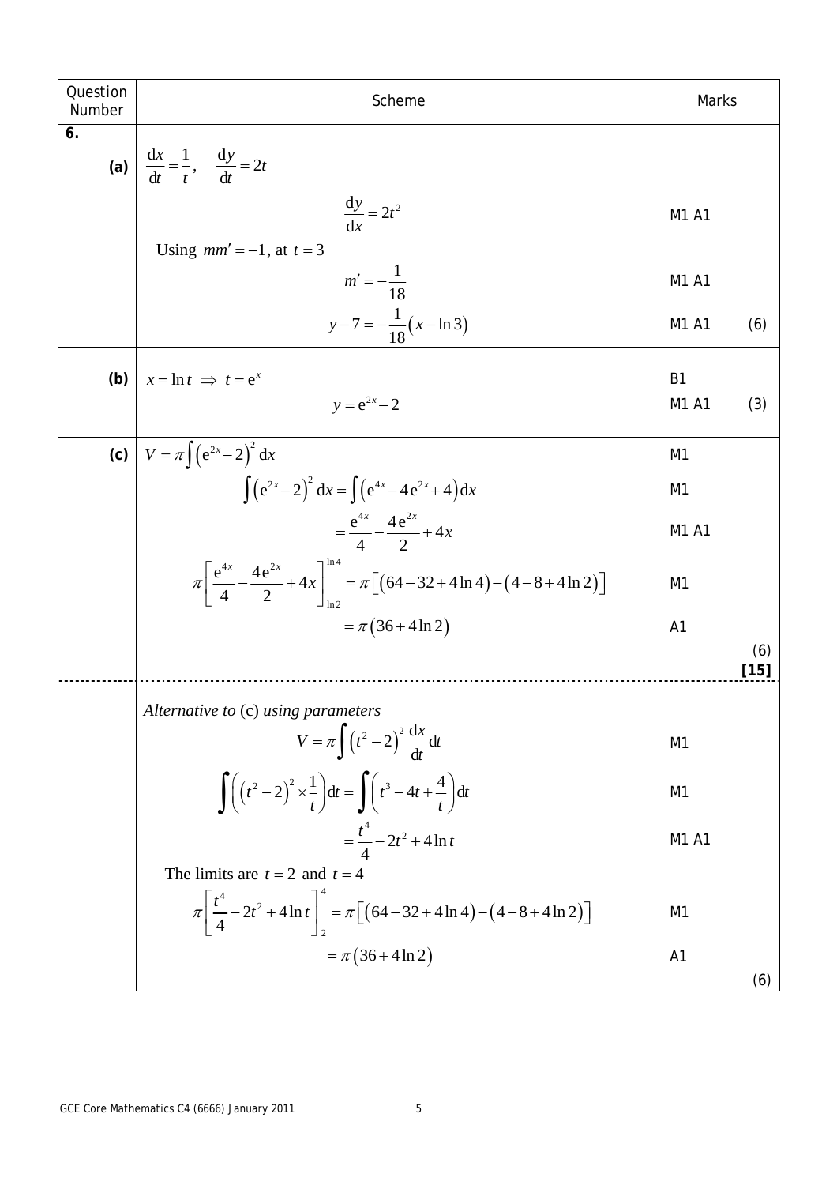| Question Number | Scheme | Marks |
|---|---|---|
| **6.** | | |
| **(a)** | $\frac{dx}{dt} = \frac{1}{t}, \quad \frac{dy}{dt} = 2t$ | |
| | $\frac{dy}{dx} = 2t^2$ | M1 A1 |
| | Using $mm' = -1$, at $t = 3$ | |
| | $m' = -\frac{1}{18}$ | M1 A1 |
| | $y - 7 = -\frac{1}{18}(x - \ln 3)$ | M1 A1 (6) |
| **(b)** | $x = \ln t \Rightarrow t = e^x$ | B1 |
| | $y = e^{2x} - 2$ | M1 A1 (3) |
| **(c)** | $V = \pi \int (e^{2x} - 2)^2 \, dx$ | M1 |
| | $\int (e^{2x} - 2)^2 \, dx = \int (e^{4x} - 4e^{2x} + 4) \, dx$ | M1 |
| | $= \frac{e^{4x}}{4} - \frac{4e^{2x}}{2} + 4x$ | M1 A1 |
| | $\pi \left[ \frac{e^{4x}}{4} - \frac{4e^{2x}}{2} + 4x \right]_{\ln 2}^{\ln 4} = \pi \left[ (64 - 32 + 4\ln 4) - (4 - 8 + 4\ln 2) \right]$ | M1 |
| | $= \pi (36 + 4\ln 2)$ | A1 |
| | | (6) **[15]** |
| | *Alternative to* (c) *using parameters* | |
| | $V = \pi \int (t^2 - 2)^2 \frac{dx}{dt} dt$ | M1 |
| | $\int \left( (t^2 - 2)^2 \times \frac{1}{t} \right) dt = \int \left( t^3 - 4t + \frac{4}{t} \right) dt$ | M1 |
| | $= \frac{t^4}{4} - 2t^2 + 4\ln t$ | M1 A1 |
| | The limits are $t = 2$ and $t = 4$ | |
| | $\pi \left[ \frac{t^4}{4} - 2t^2 + 4\ln t \right]_2^4 = \pi \left[ (64 - 32 + 4\ln 4) - (4 - 8 + 4\ln 2) \right]$ | M1 |
| | $= \pi (36 + 4\ln 2)$ | A1 |
| | | (6) |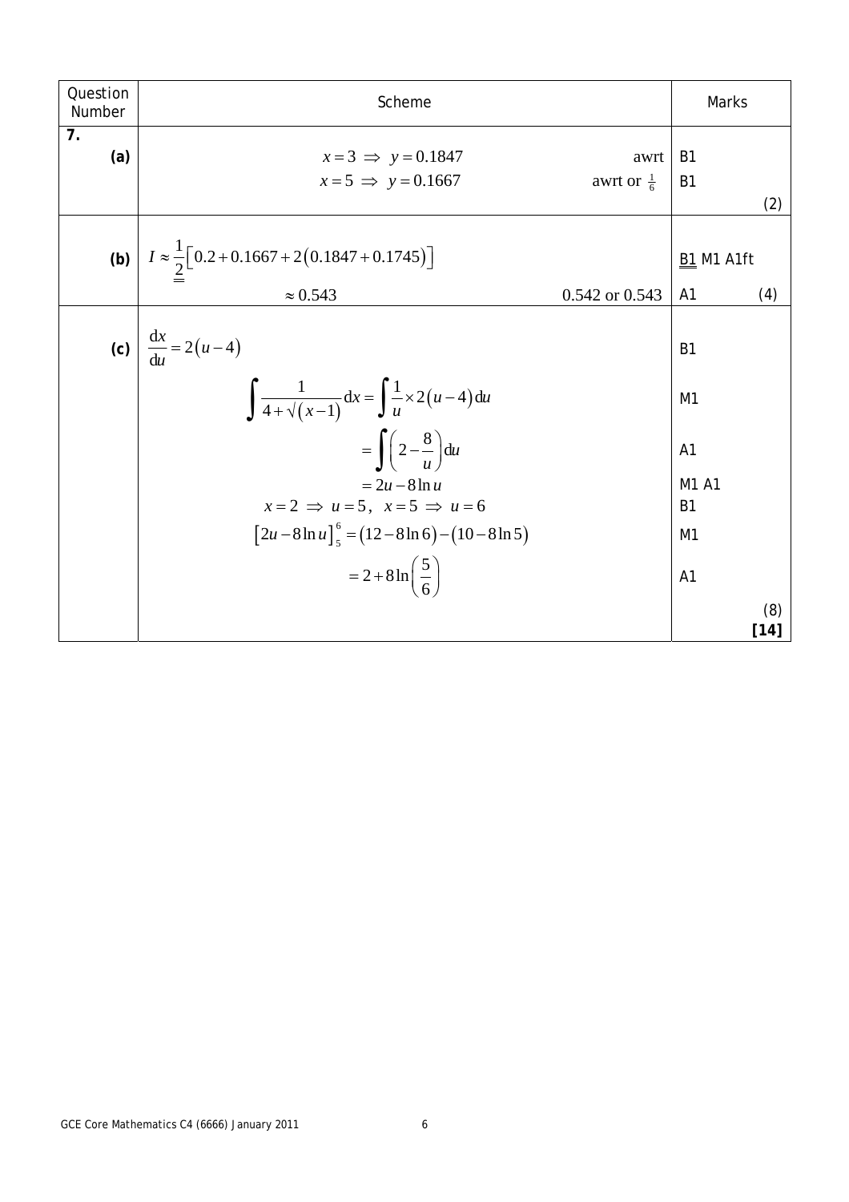| Question Number | Scheme | | Marks |
|---|---|---|---|
| **7.** | | | |
| **(a)** | $x = 3 \Rightarrow y = 0.1847$ | awrt | B1 |
| | $x = 5 \Rightarrow y = 0.1667$ | awrt or $\frac{1}{6}$ | B1 |
| | | | (2) |
| **(b)** | $I \approx \underline{\underline{\frac{1}{2}}}\left[0.2 + 0.1667 + 2\left(0.1847 + 0.1745\right)\right]$ | | <u>B1</u> M1 A1ft |
| | $\approx 0.543$ | 0.542 or 0.543 | A1 (4) |
| **(c)** | $\frac{\mathrm{d}x}{\mathrm{d}u} = 2\left(u - 4\right)$ | | B1 |
| | $\int \frac{1}{4 + \sqrt{(x-1)}}\,\mathrm{d}x = \int \frac{1}{u} \times 2\left(u-4\right)\mathrm{d}u$ | | M1 |
| | $= \int \left(2 - \frac{8}{u}\right)\mathrm{d}u$ | | A1 |
| | $= 2u - 8\ln u$ | | M1 A1 |
| | $x = 2 \Rightarrow u = 5, \quad x = 5 \Rightarrow u = 6$ | | B1 |
| | $\left[2u - 8\ln u\right]_5^6 = \left(12 - 8\ln 6\right) - \left(10 - 8\ln 5\right)$ | | M1 |
| | $= 2 + 8\ln\left(\frac{5}{6}\right)$ | | A1 |
| | | | (8) **[14]** |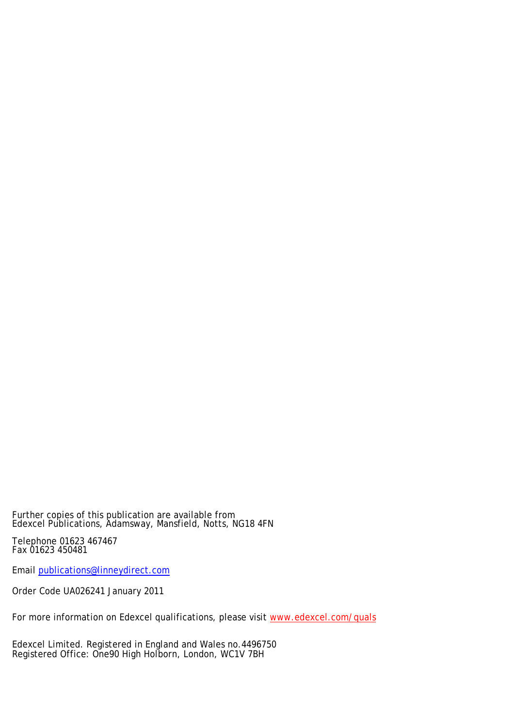Further copies of this publication are available from
Edexcel Publications, Adamsway, Mansfield, Notts, NG18 4FN

Telephone 01623 467467
Fax 01623 450481

Email publications@linneydirect.com

Order Code UA026241 January 2011

For more information on Edexcel qualifications, please visit www.edexcel.com/quals

Edexcel Limited. Registered in England and Wales no.4496750
Registered Office: One90 High Holborn, London, WC1V 7BH